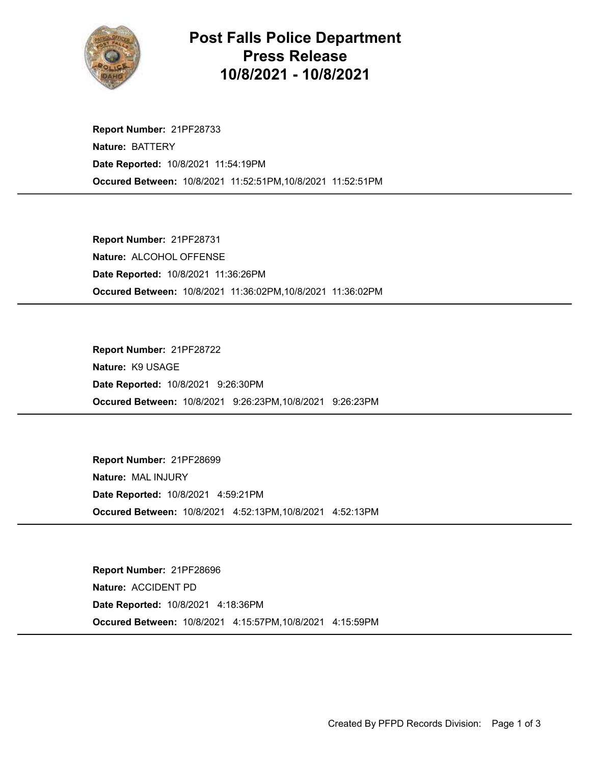# Post Falls Police Department Press Release 10/8/2021 - 10/8/2021

**Report Number:** 21PF28733
**Nature:** BATTERY
**Date Reported:** 10/8/2021 11:54:19PM
**Occured Between:** 10/8/2021 11:52:51PM,10/8/2021 11:52:51PM

---

**Report Number:** 21PF28731
**Nature:** ALCOHOL OFFENSE
**Date Reported:** 10/8/2021 11:36:26PM
**Occured Between:** 10/8/2021 11:36:02PM,10/8/2021 11:36:02PM

---

**Report Number:** 21PF28722
**Nature:** K9 USAGE
**Date Reported:** 10/8/2021 9:26:30PM
**Occured Between:** 10/8/2021 9:26:23PM,10/8/2021 9:26:23PM

---

**Report Number:** 21PF28699
**Nature:** MAL INJURY
**Date Reported:** 10/8/2021 4:59:21PM
**Occured Between:** 10/8/2021 4:52:13PM,10/8/2021 4:52:13PM

---

**Report Number:** 21PF28696
**Nature:** ACCIDENT PD
**Date Reported:** 10/8/2021 4:18:36PM
**Occured Between:** 10/8/2021 4:15:57PM,10/8/2021 4:15:59PM

---

Created By PFPD Records Division: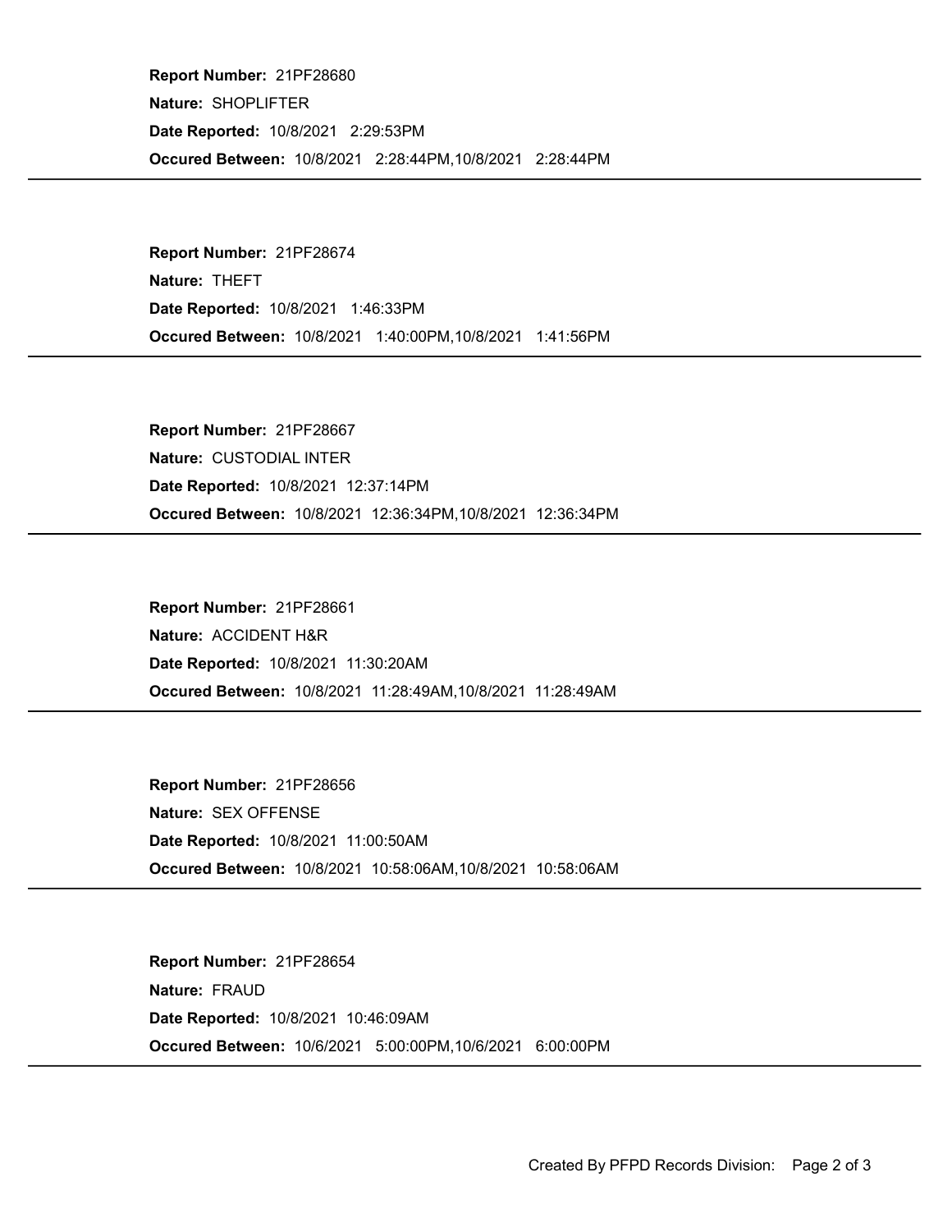**Report Number:** 21PF28680

**Nature:** SHOPLIFTER

**Date Reported:** 10/8/2021 2:29:53PM

**Occured Between:** 10/8/2021 2:28:44PM,10/8/2021 2:28:44PM

---

**Report Number:** 21PF28674

**Nature:** THEFT

**Date Reported:** 10/8/2021 1:46:33PM

**Occured Between:** 10/8/2021 1:40:00PM,10/8/2021 1:41:56PM

---

**Report Number:** 21PF28667

**Nature:** CUSTODIAL INTER

**Date Reported:** 10/8/2021 12:37:14PM

**Occured Between:** 10/8/2021 12:36:34PM,10/8/2021 12:36:34PM

---

**Report Number:** 21PF28661

**Nature:** ACCIDENT H&R

**Date Reported:** 10/8/2021 11:30:20AM

**Occured Between:** 10/8/2021 11:28:49AM,10/8/2021 11:28:49AM

---

**Report Number:** 21PF28656

**Nature:** SEX OFFENSE

**Date Reported:** 10/8/2021 11:00:50AM

**Occured Between:** 10/8/2021 10:58:06AM,10/8/2021 10:58:06AM

---

**Report Number:** 21PF28654

**Nature:** FRAUD

**Date Reported:** 10/8/2021 10:46:09AM

**Occured Between:** 10/6/2021 5:00:00PM,10/6/2021 6:00:00PM

---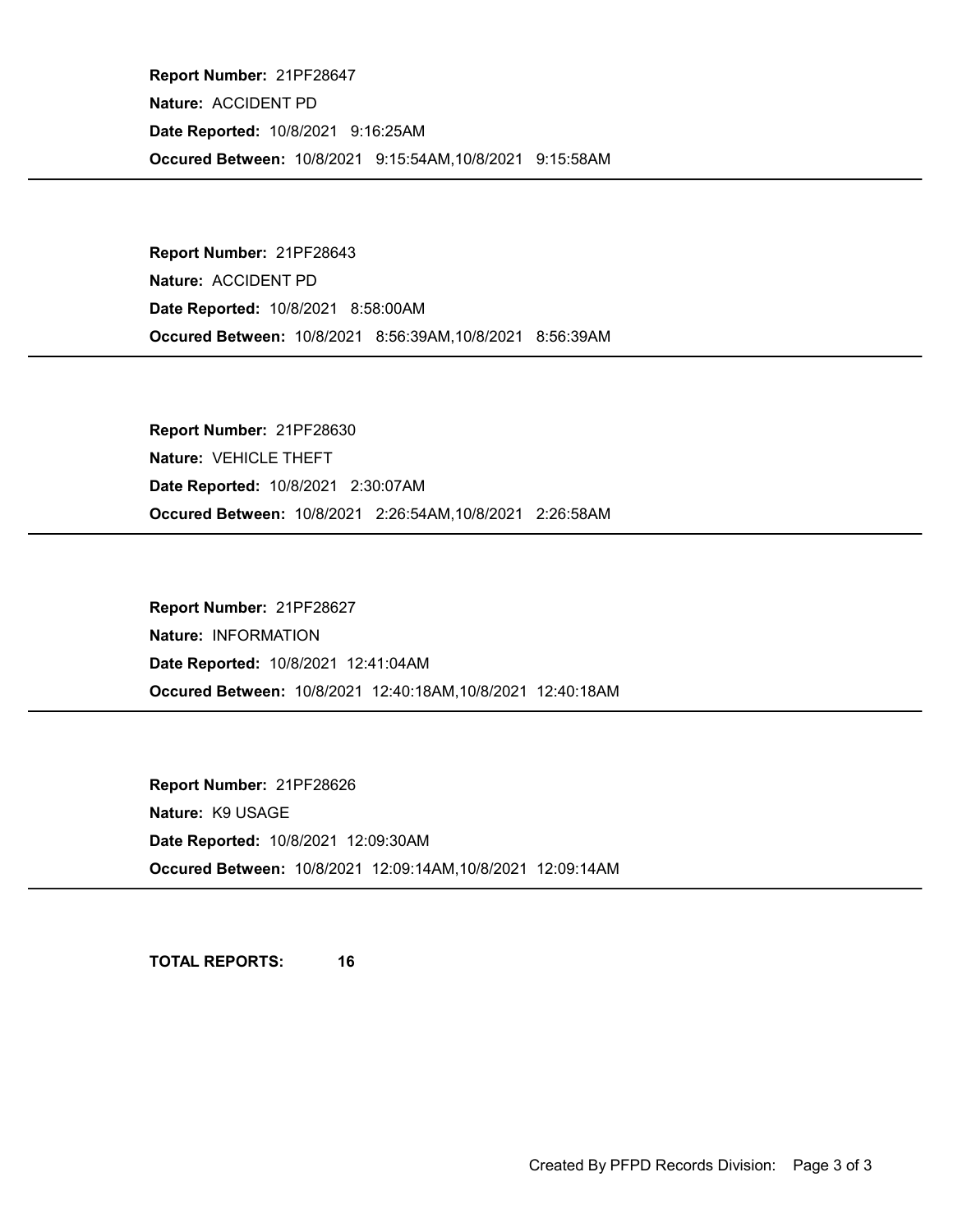**Report Number:** 21PF28647
**Nature:** ACCIDENT PD
**Date Reported:** 10/8/2021 9:16:25AM
**Occured Between:** 10/8/2021 9:15:54AM,10/8/2021 9:15:58AM

---

**Report Number:** 21PF28643
**Nature:** ACCIDENT PD
**Date Reported:** 10/8/2021 8:58:00AM
**Occured Between:** 10/8/2021 8:56:39AM,10/8/2021 8:56:39AM

---

**Report Number:** 21PF28630
**Nature:** VEHICLE THEFT
**Date Reported:** 10/8/2021 2:30:07AM
**Occured Between:** 10/8/2021 2:26:54AM,10/8/2021 2:26:58AM

---

**Report Number:** 21PF28627
**Nature:** INFORMATION
**Date Reported:** 10/8/2021 12:41:04AM
**Occured Between:** 10/8/2021 12:40:18AM,10/8/2021 12:40:18AM

---

**Report Number:** 21PF28626
**Nature:** K9 USAGE
**Date Reported:** 10/8/2021 12:09:30AM
**Occured Between:** 10/8/2021 12:09:14AM,10/8/2021 12:09:14AM

---

**TOTAL REPORTS:** **16**

Created By PFPD Records Division: